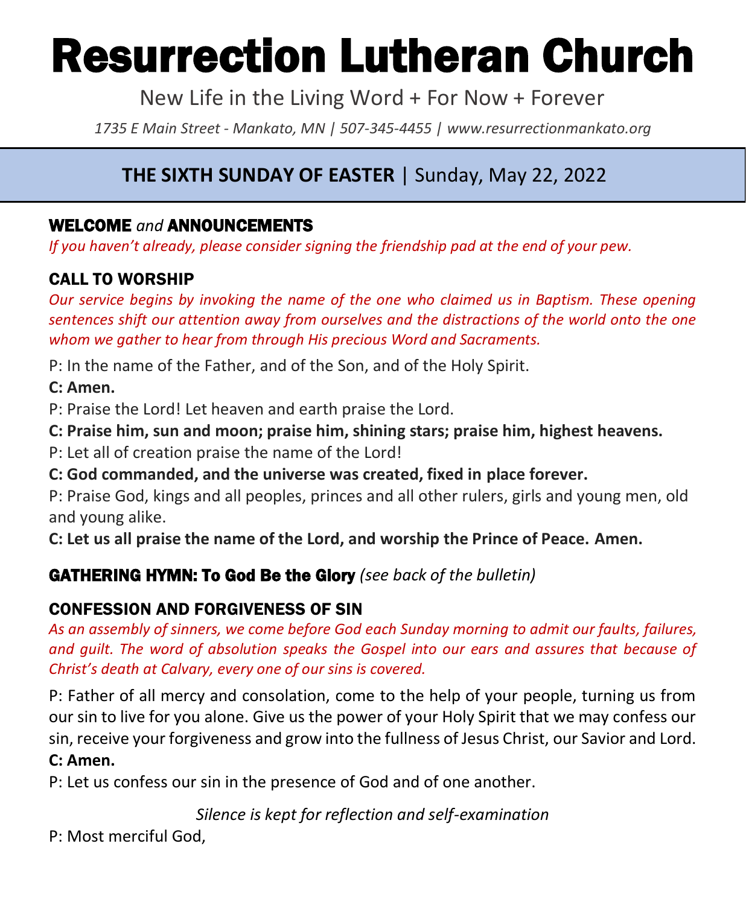# Resurrection Lutheran Church

New Life in the Living Word + For Now + Forever

*1735 E Main Street - Mankato, MN | 507-345-4455 | www.resurrectionmankato.org*

## **THE SIXTH SUNDAY OF EASTER** | Sunday, May 22, 2022

### WELCOME *and* ANNOUNCEMENTS

*If you haven't already, please consider signing the friendship pad at the end of your pew.*

### CALL TO WORSHIP

*Our service begins by invoking the name of the one who claimed us in Baptism. These opening sentences shift our attention away from ourselves and the distractions of the world onto the one whom we gather to hear from through His precious Word and Sacraments.*

P: In the name of the Father, and of the Son, and of the Holy Spirit.

**C: Amen.**

P: Praise the Lord! Let heaven and earth praise the Lord.

**C: Praise him, sun and moon; praise him, shining stars; praise him, highest heavens.**

P: Let all of creation praise the name of the Lord!

**C: God commanded, and the universe was created, fixed in place forever.**

P: Praise God, kings and all peoples, princes and all other rulers, girls and young men, old and young alike.

**C: Let us all praise the name of the Lord, and worship the Prince of Peace. Amen.**

### GATHERING HYMN: To God Be the Glory *(see back of the bulletin)*

### CONFESSION AND FORGIVENESS OF SIN

*As an assembly of sinners, we come before God each Sunday morning to admit our faults, failures, and guilt. The word of absolution speaks the Gospel into our ears and assures that because of Christ's death at Calvary, every one of our sins is covered.*

P: Father of all mercy and consolation, come to the help of your people, turning us from our sin to live for you alone. Give us the power of your Holy Spirit that we may confess our sin, receive your forgiveness and grow into the fullness of Jesus Christ, our Savior and Lord.

**C: Amen.**

P: Let us confess our sin in the presence of God and of one another.

*Silence is kept for reflection and self-examination*

P: Most merciful God,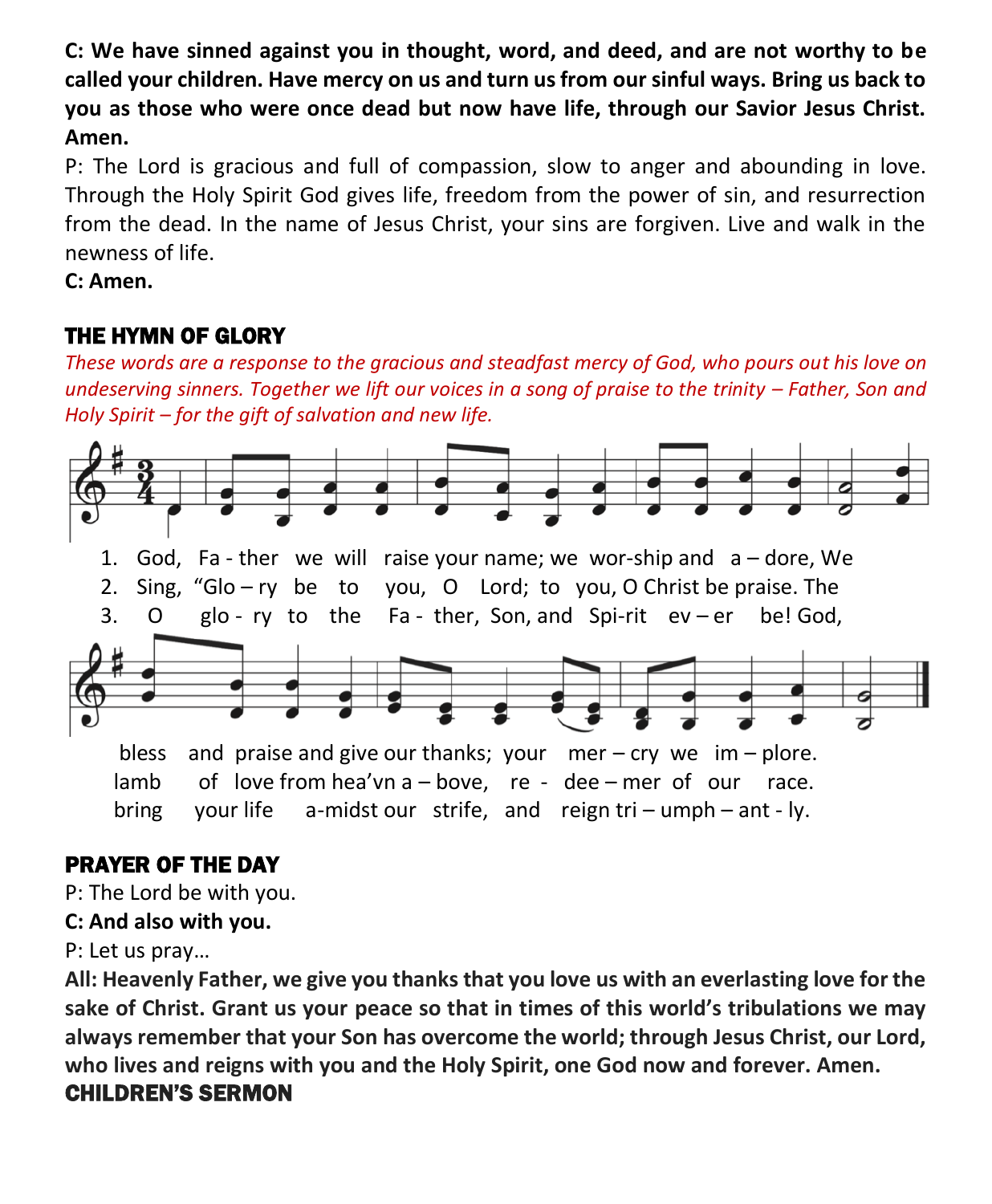**C: We have sinned against you in thought, word, and deed, and are not worthy to be called your children. Have mercy on us and turn us from our sinful ways. Bring us back to you as those who were once dead but now have life, through our Savior Jesus Christ. Amen.**

P: The Lord is gracious and full of compassion, slow to anger and abounding in love. Through the Holy Spirit God gives life, freedom from the power of sin, and resurrection from the dead. In the name of Jesus Christ, your sins are forgiven. Live and walk in the newness of life.

**C: Amen.**

## THE HYMN OF GLORY

*These words are a response to the gracious and steadfast mercy of God, who pours out his love on undeserving sinners. Together we lift our voices in a song of praise to the trinity – Father, Son and Holy Spirit – for the gift of salvation and new life.*

1. God, Fa - ther we will raise your name; we wor-ship and a – dore, We
2. Sing, "Glo – ry be to you, O Lord; to you, O Christ be praise. The
3. O glo - ry to the Fa - ther, Son, and Spi-rit ev – er be! God,

bless and praise and give our thanks; your mer – cry we im – plore.
lamb of love from hea'vn a – bove, re - dee – mer of our race.
bring your life a-midst our strife, and reign tri – umph – ant - ly.

## PRAYER OF THE DAY

P: The Lord be with you.

**C: And also with you.**

P: Let us pray…

**All: Heavenly Father, we give you thanks that you love us with an everlasting love for the sake of Christ. Grant us your peace so that in times of this world's tribulations we may always remember that your Son has overcome the world; through Jesus Christ, our Lord, who lives and reigns with you and the Holy Spirit, one God now and forever. Amen.**

## CHILDREN'S SERMON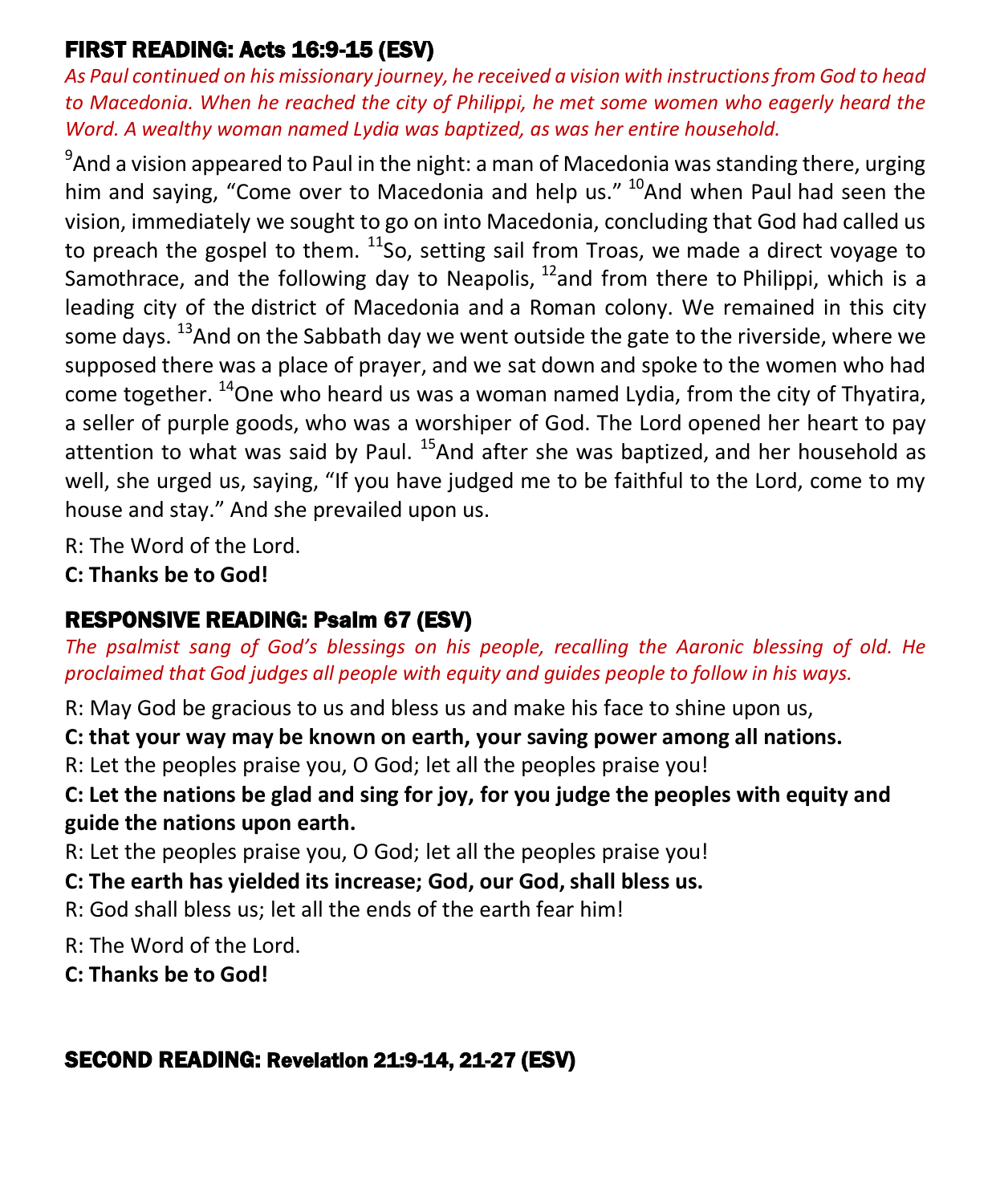## FIRST READING: Acts 16:9-15 (ESV)

*As Paul continued on his missionary journey, he received a vision with instructions from God to head to Macedonia. When he reached the city of Philippi, he met some women who eagerly heard the Word. A wealthy woman named Lydia was baptized, as was her entire household.*

[9]And a vision appeared to Paul in the night: a man of Macedonia was standing there, urging him and saying, "Come over to Macedonia and help us." [10]And when Paul had seen the vision, immediately we sought to go on into Macedonia, concluding that God had called us to preach the gospel to them. [11]So, setting sail from Troas, we made a direct voyage to Samothrace, and the following day to Neapolis, [12]and from there to Philippi, which is a leading city of the district of Macedonia and a Roman colony. We remained in this city some days. [13]And on the Sabbath day we went outside the gate to the riverside, where we supposed there was a place of prayer, and we sat down and spoke to the women who had come together. [14]One who heard us was a woman named Lydia, from the city of Thyatira, a seller of purple goods, who was a worshiper of God. The Lord opened her heart to pay attention to what was said by Paul. [15]And after she was baptized, and her household as well, she urged us, saying, "If you have judged me to be faithful to the Lord, come to my house and stay." And she prevailed upon us.

R: The Word of the Lord.

**C: Thanks be to God!**

## RESPONSIVE READING: Psalm 67 (ESV)

*The psalmist sang of God's blessings on his people, recalling the Aaronic blessing of old. He proclaimed that God judges all people with equity and guides people to follow in his ways.*

R: May God be gracious to us and bless us and make his face to shine upon us,

**C: that your way may be known on earth, your saving power among all nations.**

R: Let the peoples praise you, O God; let all the peoples praise you!

**C: Let the nations be glad and sing for joy, for you judge the peoples with equity and guide the nations upon earth.**

R: Let the peoples praise you, O God; let all the peoples praise you!

**C: The earth has yielded its increase; God, our God, shall bless us.**

R: God shall bless us; let all the ends of the earth fear him!

R: The Word of the Lord.

**C: Thanks be to God!**

## SECOND READING: Revelation 21:9-14, 21-27 (ESV)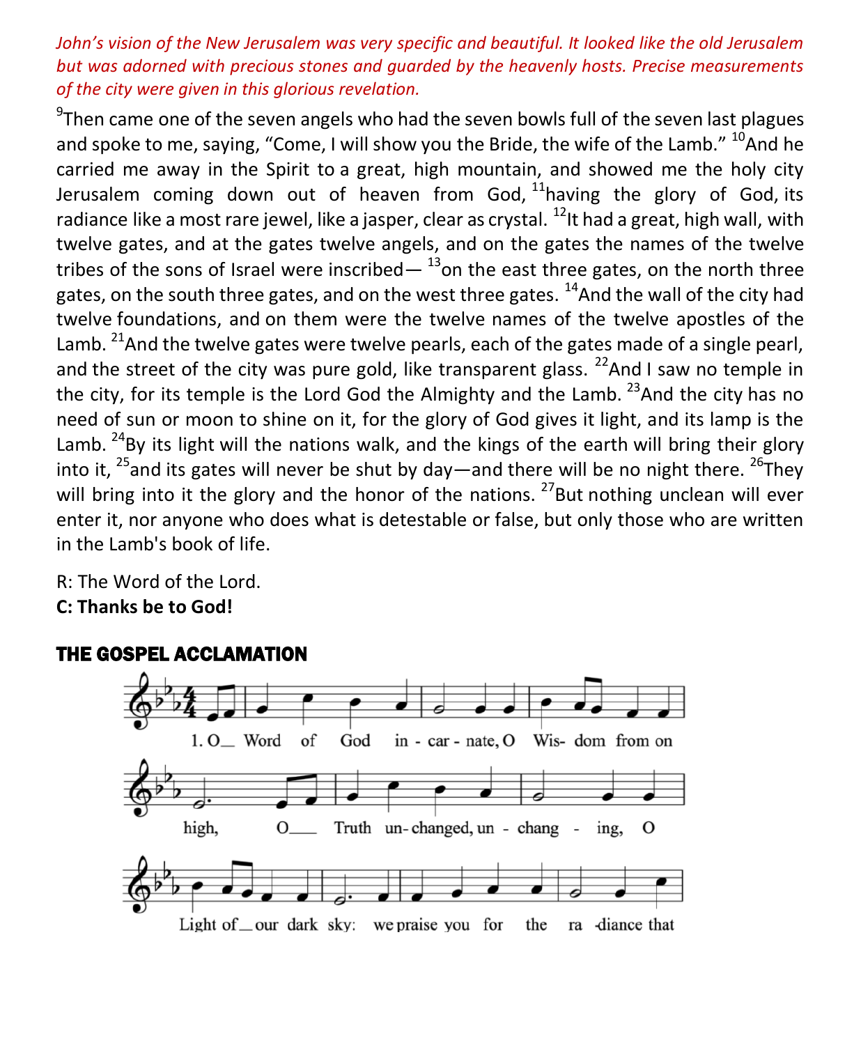*John's vision of the New Jerusalem was very specific and beautiful. It looked like the old Jerusalem but was adorned with precious stones and guarded by the heavenly hosts. Precise measurements of the city were given in this glorious revelation.*

[9]Then came one of the seven angels who had the seven bowls full of the seven last plagues and spoke to me, saying, "Come, I will show you the Bride, the wife of the Lamb." [10]And he carried me away in the Spirit to a great, high mountain, and showed me the holy city Jerusalem coming down out of heaven from God, [11]having the glory of God, its radiance like a most rare jewel, like a jasper, clear as crystal. [12]It had a great, high wall, with twelve gates, and at the gates twelve angels, and on the gates the names of the twelve tribes of the sons of Israel were inscribed— [13]on the east three gates, on the north three gates, on the south three gates, and on the west three gates. [14]And the wall of the city had twelve foundations, and on them were the twelve names of the twelve apostles of the Lamb. [21]And the twelve gates were twelve pearls, each of the gates made of a single pearl, and the street of the city was pure gold, like transparent glass. [22]And I saw no temple in the city, for its temple is the Lord God the Almighty and the Lamb. [23]And the city has no need of sun or moon to shine on it, for the glory of God gives it light, and its lamp is the Lamb. [24]By its light will the nations walk, and the kings of the earth will bring their glory into it, [25]and its gates will never be shut by day—and there will be no night there. [26]They will bring into it the glory and the honor of the nations. [27]But nothing unclean will ever enter it, nor anyone who does what is detestable or false, but only those who are written in the Lamb's book of life.

R: The Word of the Lord.
**C: Thanks be to God!**

## THE GOSPEL ACCLAMATION

1. O Word of God incarnate, O Wisdom from on high, O Truth unchanged, unchanging, O Light of our dark sky: we praise you for the radiance that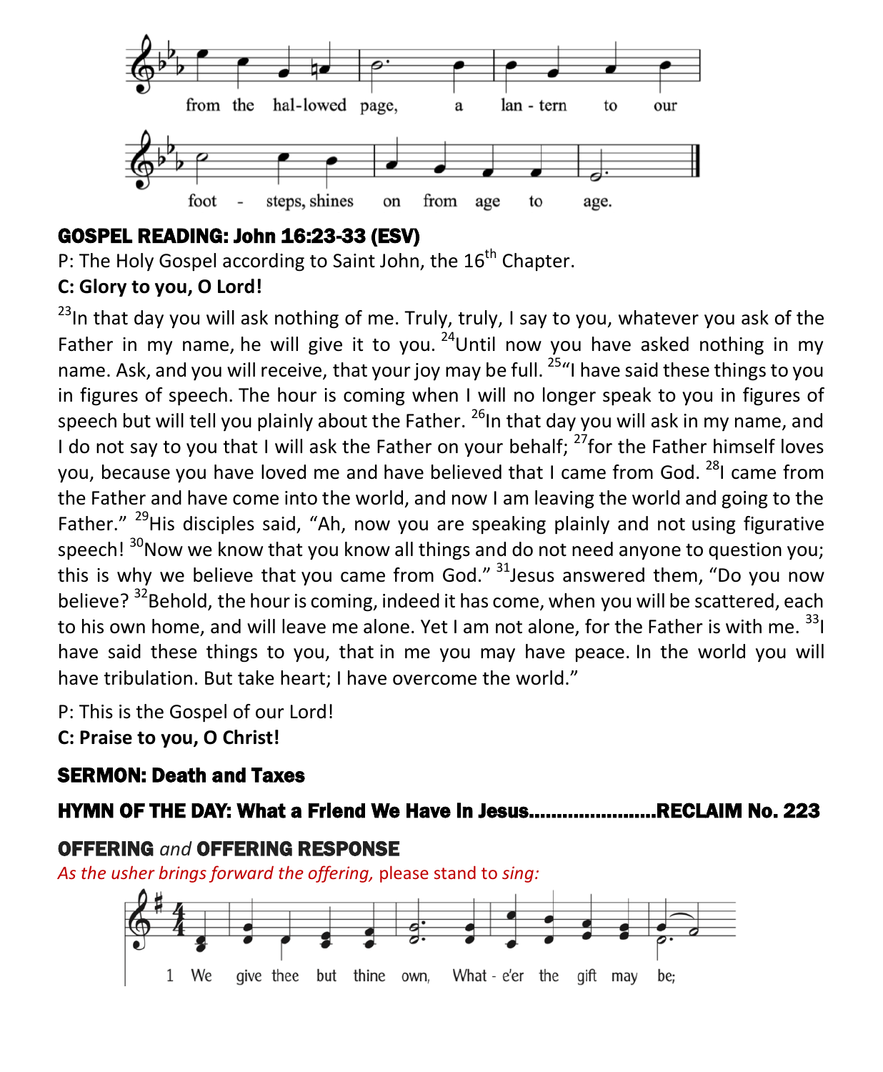from the hal-lowed page, a lan - tern to our

foot - steps, shines on from age to age.

### GOSPEL READING: John 16:23-33 (ESV)

P: The Holy Gospel according to Saint John, the 16th Chapter.

**C: Glory to you, O Lord!**

[23]In that day you will ask nothing of me. Truly, truly, I say to you, whatever you ask of the Father in my name, he will give it to you. [24]Until now you have asked nothing in my name. Ask, and you will receive, that your joy may be full. [25]"I have said these things to you in figures of speech. The hour is coming when I will no longer speak to you in figures of speech but will tell you plainly about the Father. [26]In that day you will ask in my name, and I do not say to you that I will ask the Father on your behalf; [27]for the Father himself loves you, because you have loved me and have believed that I came from God. [28]I came from the Father and have come into the world, and now I am leaving the world and going to the Father." [29]His disciples said, "Ah, now you are speaking plainly and not using figurative speech! [30]Now we know that you know all things and do not need anyone to question you; this is why we believe that you came from God." [31]Jesus answered them, "Do you now believe? [32]Behold, the hour is coming, indeed it has come, when you will be scattered, each to his own home, and will leave me alone. Yet I am not alone, for the Father is with me. [33]I have said these things to you, that in me you may have peace. In the world you will have tribulation. But take heart; I have overcome the world."

P: This is the Gospel of our Lord!

**C: Praise to you, O Christ!**

### SERMON: Death and Taxes

### HYMN OF THE DAY: What a Friend We Have In Jesus......................RECLAIM No. 223

### OFFERING *and* OFFERING RESPONSE

*As the usher brings forward the offering,* please stand to *sing:*

1 We give thee but thine own, What - e'er the gift may be;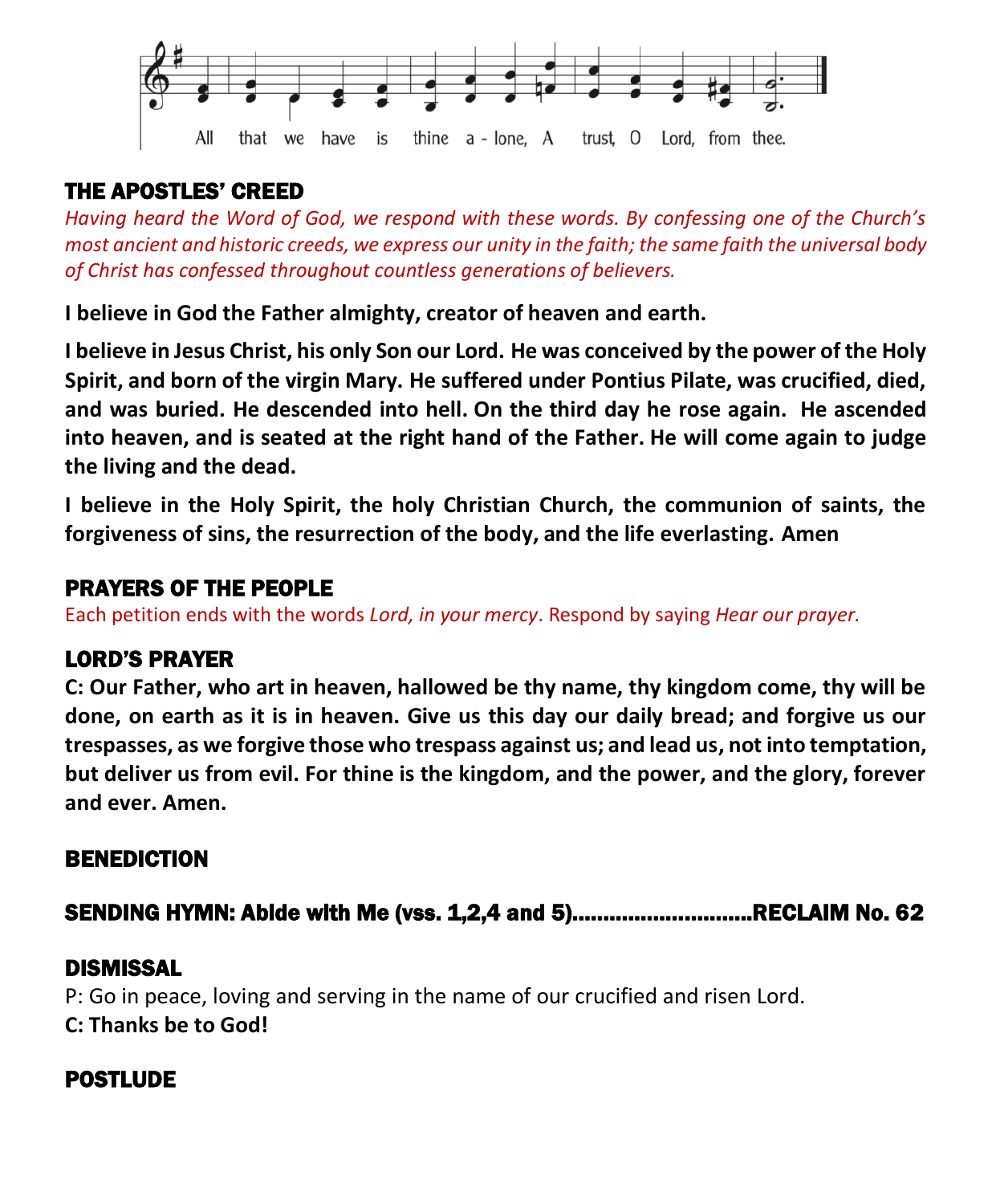All that we have is thine a - lone, A trust, O Lord, from thee.

## THE APOSTLES' CREED

*Having heard the Word of God, we respond with these words. By confessing one of the Church's most ancient and historic creeds, we express our unity in the faith; the same faith the universal body of Christ has confessed throughout countless generations of believers.*

**I believe in God the Father almighty, creator of heaven and earth.**

**I believe in Jesus Christ, his only Son our Lord. He was conceived by the power of the Holy Spirit, and born of the virgin Mary. He suffered under Pontius Pilate, was crucified, died, and was buried. He descended into hell. On the third day he rose again. He ascended into heaven, and is seated at the right hand of the Father. He will come again to judge the living and the dead.**

**I believe in the Holy Spirit, the holy Christian Church, the communion of saints, the forgiveness of sins, the resurrection of the body, and the life everlasting. Amen**

## PRAYERS OF THE PEOPLE

Each petition ends with the words *Lord, in your mercy*. Respond by saying *Hear our prayer.*

## LORD'S PRAYER

**C: Our Father, who art in heaven, hallowed be thy name, thy kingdom come, thy will be done, on earth as it is in heaven. Give us this day our daily bread; and forgive us our trespasses, as we forgive those who trespass against us; and lead us, not into temptation, but deliver us from evil. For thine is the kingdom, and the power, and the glory, forever and ever. Amen.**

## BENEDICTION

## SENDING HYMN: Abide with Me (vss. 1,2,4 and 5)............................RECLAIM No. 62

## DISMISSAL

P: Go in peace, loving and serving in the name of our crucified and risen Lord.
**C: Thanks be to God!**

## POSTLUDE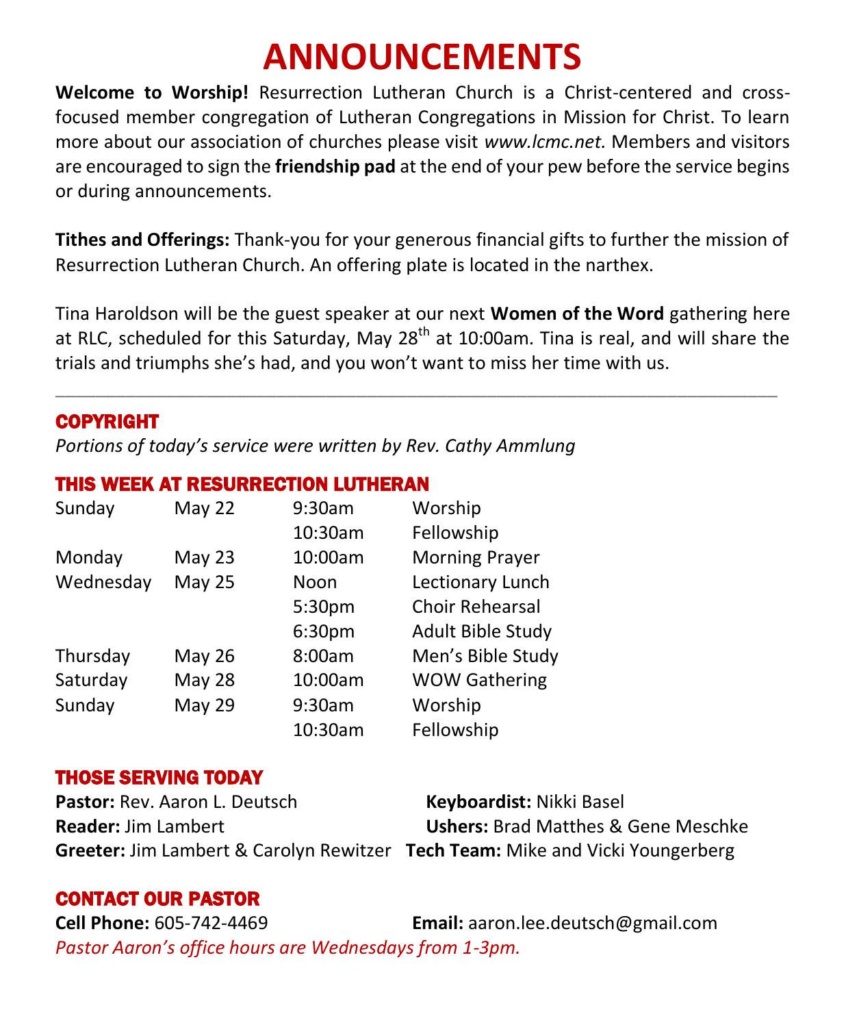# ANNOUNCEMENTS

**Welcome to Worship!** Resurrection Lutheran Church is a Christ-centered and cross-focused member congregation of Lutheran Congregations in Mission for Christ. To learn more about our association of churches please visit *www.lcmc.net.* Members and visitors are encouraged to sign the **friendship pad** at the end of your pew before the service begins or during announcements.

**Tithes and Offerings:** Thank-you for your generous financial gifts to further the mission of Resurrection Lutheran Church. An offering plate is located in the narthex.

Tina Haroldson will be the guest speaker at our next **Women of the Word** gathering here at RLC, scheduled for this Saturday, May 28th at 10:00am. Tina is real, and will share the trials and triumphs she's had, and you won't want to miss her time with us.

---

## COPYRIGHT

*Portions of today's service were written by Rev. Cathy Ammlung*

## THIS WEEK AT RESURRECTION LUTHERAN

| Day | Date | Time | Event |
|---|---|---|---|
| Sunday | May 22 | 9:30am | Worship |
| | | 10:30am | Fellowship |
| Monday | May 23 | 10:00am | Morning Prayer |
| Wednesday | May 25 | Noon | Lectionary Lunch |
| | | 5:30pm | Choir Rehearsal |
| | | 6:30pm | Adult Bible Study |
| Thursday | May 26 | 8:00am | Men's Bible Study |
| Saturday | May 28 | 10:00am | WOW Gathering |
| Sunday | May 29 | 9:30am | Worship |
| | | 10:30am | Fellowship |

## THOSE SERVING TODAY

**Pastor:** Rev. Aaron L. Deutsch
**Reader:** Jim Lambert
**Greeter:** Jim Lambert & Carolyn Rewitzer
**Keyboardist:** Nikki Basel
**Ushers:** Brad Matthes & Gene Meschke
**Tech Team:** Mike and Vicki Youngerberg

## CONTACT OUR PASTOR

**Cell Phone:** 605-742-4469
**Email:** aaron.lee.deutsch@gmail.com

*Pastor Aaron's office hours are Wednesdays from 1-3pm.*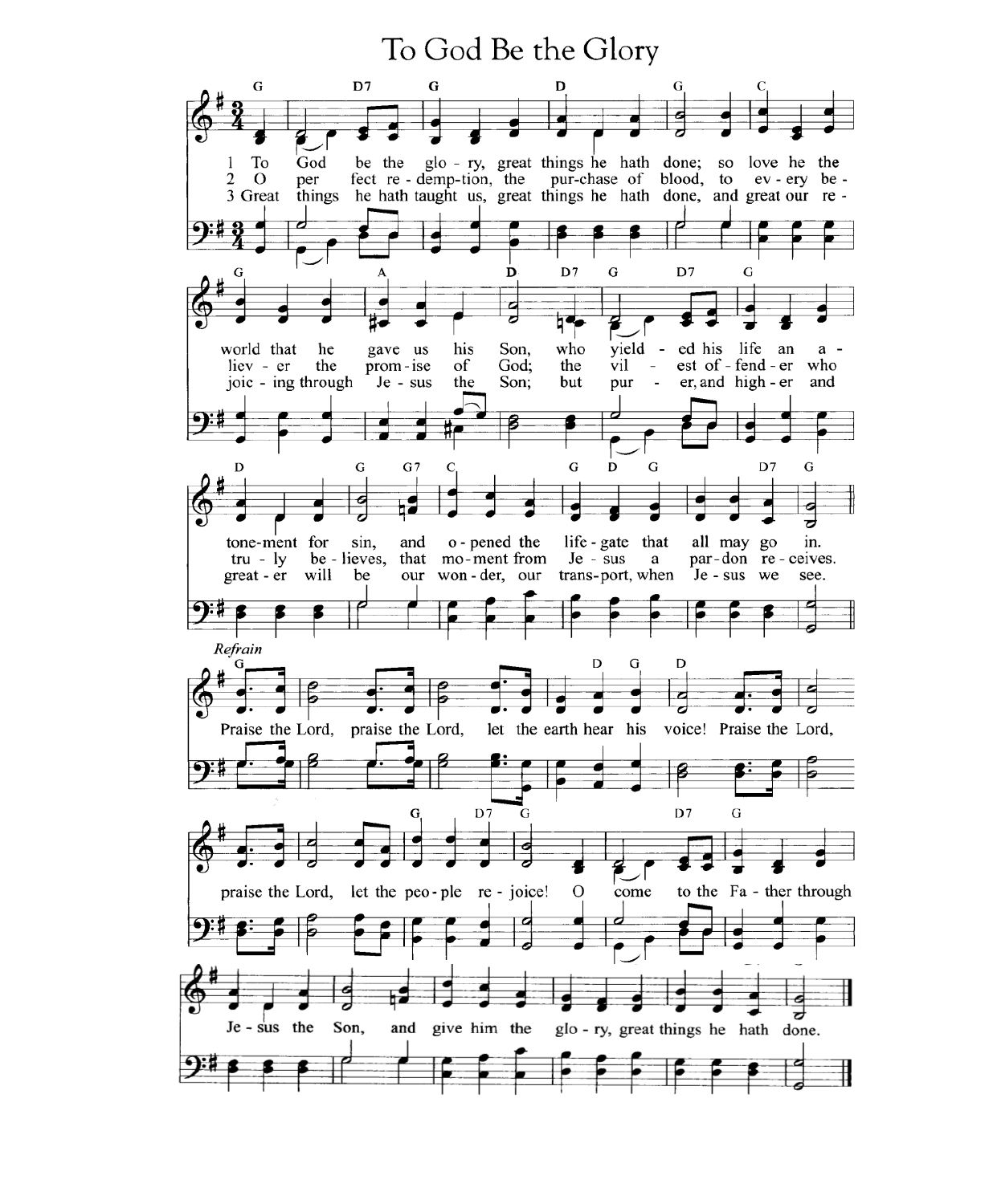# To God Be the Glory

1 To God be the glory, great things he hath done; so love he the world that he gave us his Son, who yielded his life an atonement for sin, and opened the life-gate that all may go in.

2 O perfect redemption, the purchase of blood, to every believer the promise of God; the vilest offender who truly believes, that moment from Jesus a pardon receives.

3 Great things he hath taught us, great things he hath done, and great our rejoicing through Jesus the Son; but purer, and higher and greater will be our wonder, our transport, when Jesus we see.

*Refrain*

Praise the Lord, praise the Lord, let the earth hear his voice! Praise the Lord, praise the Lord, let the people rejoice! O come to the Father through Jesus the Son, and give him the glory, great things he hath done.